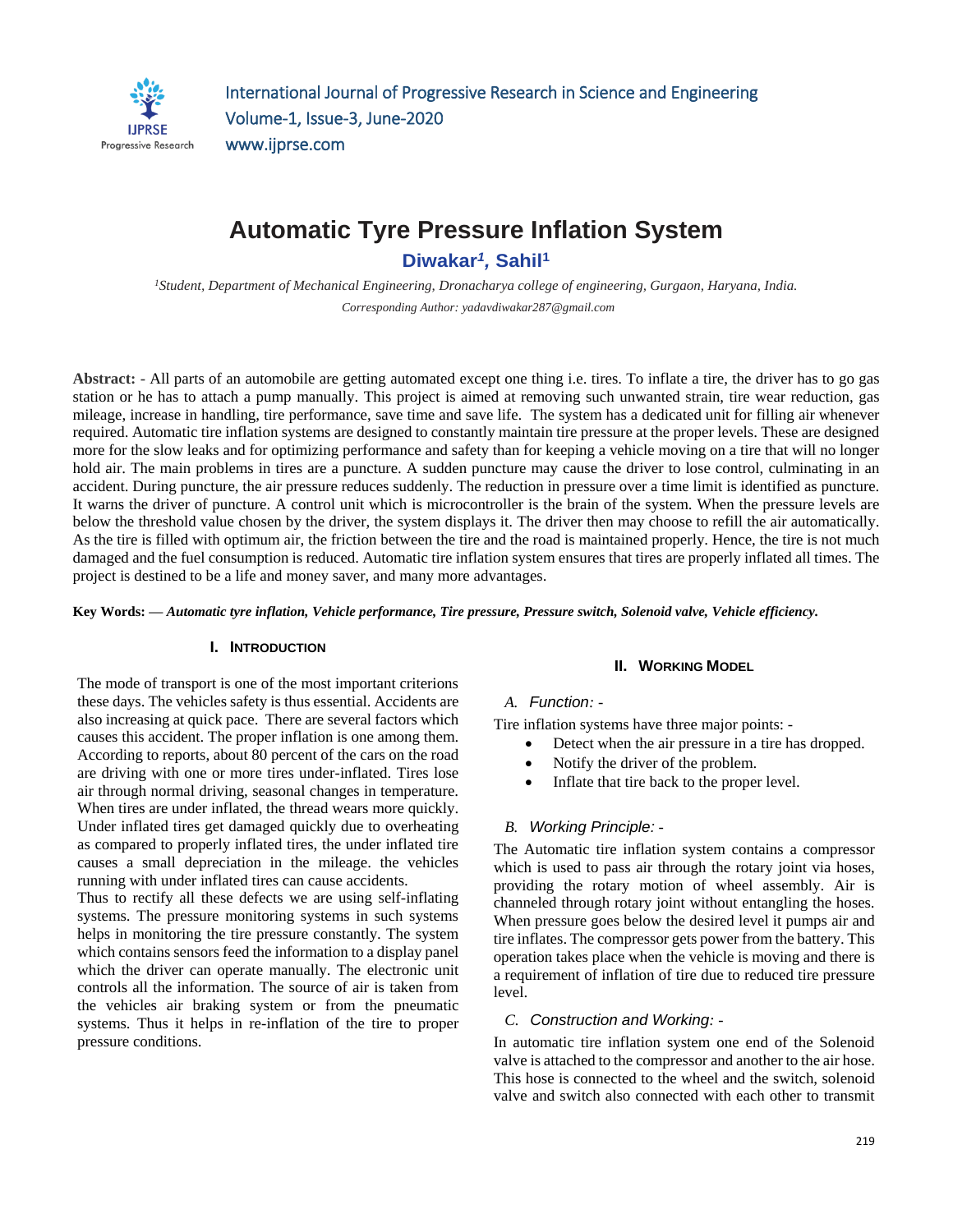# Automatic Tyre Pressure Inflation System

**Diwakar[1], Sahil[1]**

[1]*Student, Department of Mechanical Engineering, Dronacharya college of engineering, Gurgaon, Haryana, India.*

*Corresponding Author: yadavdiwakar287@gmail.com*

**Abstract:** - All parts of an automobile are getting automated except one thing i.e. tires. To inflate a tire, the driver has to go gas station or he has to attach a pump manually. This project is aimed at removing such unwanted strain, tire wear reduction, gas mileage, increase in handling, tire performance, save time and save life. The system has a dedicated unit for filling air whenever required. Automatic tire inflation systems are designed to constantly maintain tire pressure at the proper levels. These are designed more for the slow leaks and for optimizing performance and safety than for keeping a vehicle moving on a tire that will no longer hold air. The main problems in tires are a puncture. A sudden puncture may cause the driver to lose control, culminating in an accident. During puncture, the air pressure reduces suddenly. The reduction in pressure over a time limit is identified as puncture. It warns the driver of puncture. A control unit which is microcontroller is the brain of the system. When the pressure levels are below the threshold value chosen by the driver, the system displays it. The driver then may choose to refill the air automatically. As the tire is filled with optimum air, the friction between the tire and the road is maintained properly. Hence, the tire is not much damaged and the fuel consumption is reduced. Automatic tire inflation system ensures that tires are properly inflated all times. The project is destined to be a life and money saver, and many more advantages.

**Key Words: —** ***Automatic tyre inflation, Vehicle performance, Tire pressure, Pressure switch, Solenoid valve, Vehicle efficiency.***

## I. Introduction

The mode of transport is one of the most important criterions these days. The vehicles safety is thus essential. Accidents are also increasing at quick pace. There are several factors which causes this accident. The proper inflation is one among them. According to reports, about 80 percent of the cars on the road are driving with one or more tires under-inflated. Tires lose air through normal driving, seasonal changes in temperature. When tires are under inflated, the thread wears more quickly. Under inflated tires get damaged quickly due to overheating as compared to properly inflated tires, the under inflated tire causes a small depreciation in the mileage. the vehicles running with under inflated tires can cause accidents.

Thus to rectify all these defects we are using self-inflating systems. The pressure monitoring systems in such systems helps in monitoring the tire pressure constantly. The system which contains sensors feed the information to a display panel which the driver can operate manually. The electronic unit controls all the information. The source of air is taken from the vehicles air braking system or from the pneumatic systems. Thus it helps in re-inflation of the tire to proper pressure conditions.

## II. Working Model

### A. Function: -

Tire inflation systems have three major points: -

- Detect when the air pressure in a tire has dropped.
- Notify the driver of the problem.
- Inflate that tire back to the proper level.

### B. Working Principle: -

The Automatic tire inflation system contains a compressor which is used to pass air through the rotary joint via hoses, providing the rotary motion of wheel assembly. Air is channeled through rotary joint without entangling the hoses. When pressure goes below the desired level it pumps air and tire inflates. The compressor gets power from the battery. This operation takes place when the vehicle is moving and there is a requirement of inflation of tire due to reduced tire pressure level.

### C. Construction and Working: -

In automatic tire inflation system one end of the Solenoid valve is attached to the compressor and another to the air hose. This hose is connected to the wheel and the switch, solenoid valve and switch also connected with each other to transmit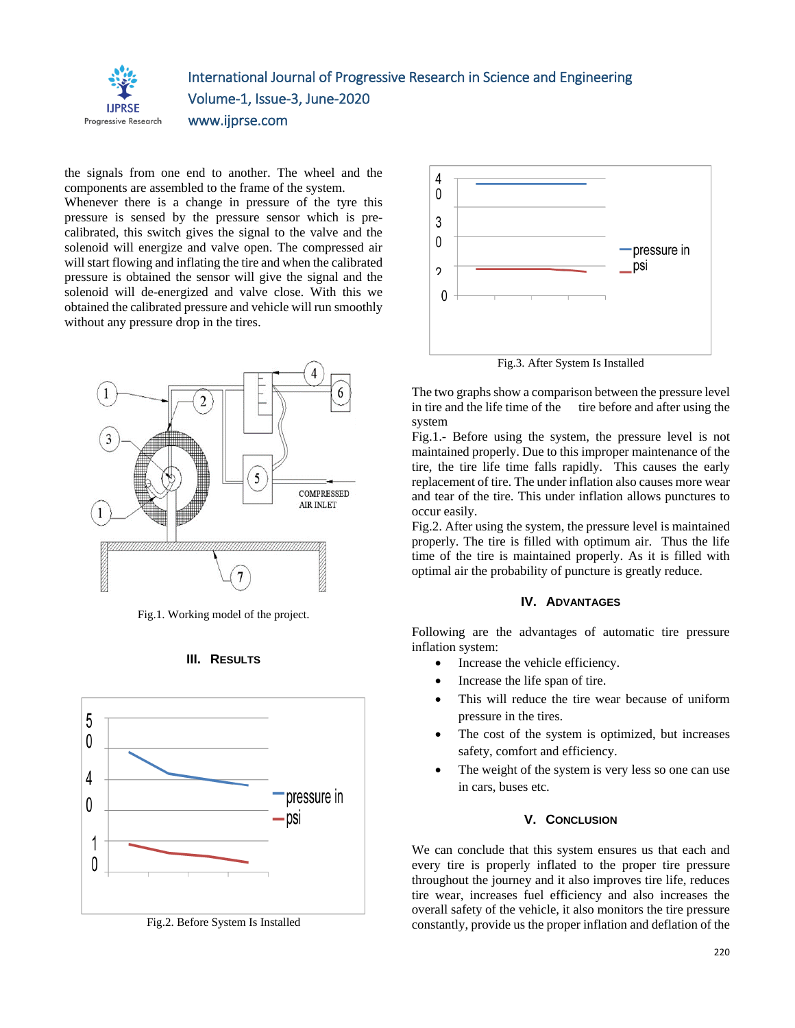the signals from one end to another. The wheel and the components are assembled to the frame of the system.

Whenever there is a change in pressure of the tyre this pressure is sensed by the pressure sensor which is pre-calibrated, this switch gives the signal to the valve and the solenoid will energize and valve open. The compressed air will start flowing and inflating the tire and when the calibrated pressure is obtained the sensor will give the signal and the solenoid will de-energized and valve close. With this we obtained the calibrated pressure and vehicle will run smoothly without any pressure drop in the tires.

Fig.1. Working model of the project.

## III. Results

Fig.2. Before System Is Installed

Fig.3. After System Is Installed

The two graphs show a comparison between the pressure level in tire and the life time of the tire before and after using the system

Fig.1.- Before using the system, the pressure level is not maintained properly. Due to this improper maintenance of the tire, the tire life time falls rapidly. This causes the early replacement of tire. The under inflation also causes more wear and tear of the tire. This under inflation allows punctures to occur easily.

Fig.2. After using the system, the pressure level is maintained properly. The tire is filled with optimum air. Thus the life time of the tire is maintained properly. As it is filled with optimal air the probability of puncture is greatly reduce.

## IV. Advantages

Following are the advantages of automatic tire pressure inflation system:

- Increase the vehicle efficiency.
- Increase the life span of tire.
- This will reduce the tire wear because of uniform pressure in the tires.
- The cost of the system is optimized, but increases safety, comfort and efficiency.
- The weight of the system is very less so one can use in cars, buses etc.

## V. Conclusion

We can conclude that this system ensures us that each and every tire is properly inflated to the proper tire pressure throughout the journey and it also improves tire life, reduces tire wear, increases fuel efficiency and also increases the overall safety of the vehicle, it also monitors the tire pressure constantly, provide us the proper inflation and deflation of the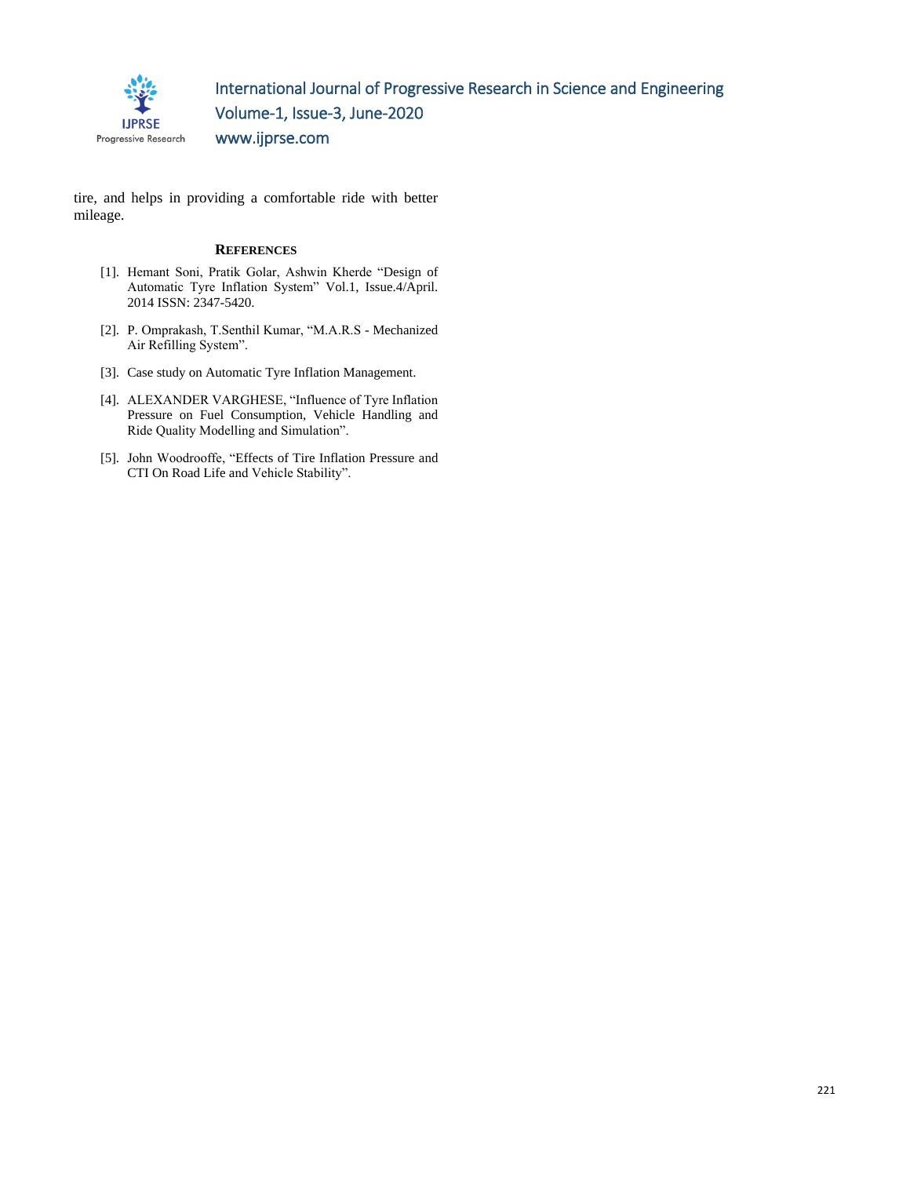tire, and helps in providing a comfortable ride with better mileage.

## REFERENCES

[1]. Hemant Soni, Pratik Golar, Ashwin Kherde "Design of Automatic Tyre Inflation System" Vol.1, Issue.4/April. 2014 ISSN: 2347-5420.

[2]. P. Omprakash, T.Senthil Kumar, "M.A.R.S - Mechanized Air Refilling System".

[3]. Case study on Automatic Tyre Inflation Management.

[4]. ALEXANDER VARGHESE, "Influence of Tyre Inflation Pressure on Fuel Consumption, Vehicle Handling and Ride Quality Modelling and Simulation".

[5]. John Woodrooffe, "Effects of Tire Inflation Pressure and CTI On Road Life and Vehicle Stability".